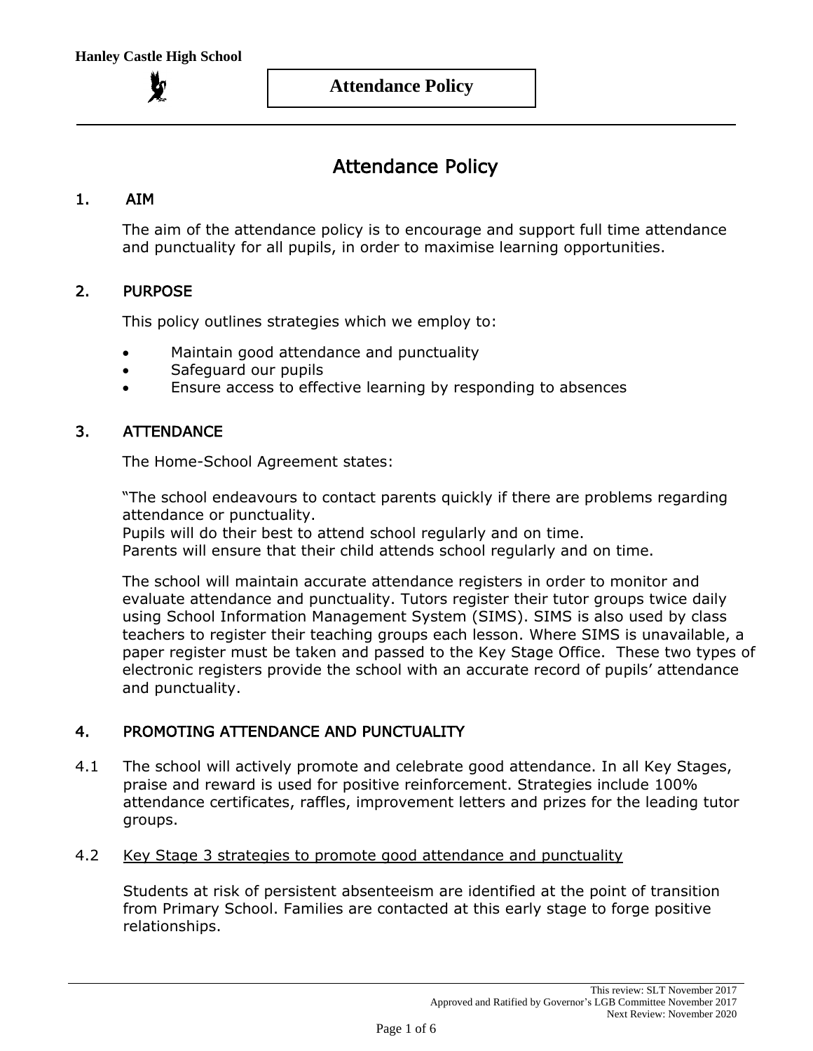# Attendance Policy

## 1. AIM

The aim of the attendance policy is to encourage and support full time attendance and punctuality for all pupils, in order to maximise learning opportunities.

## 2. PURPOSE

This policy outlines strategies which we employ to:

- Maintain good attendance and punctuality
- Safeguard our pupils
- Ensure access to effective learning by responding to absences

## 3. ATTENDANCE

The Home-School Agreement states:

"The school endeavours to contact parents quickly if there are problems regarding attendance or punctuality.
Pupils will do their best to attend school regularly and on time.
Parents will ensure that their child attends school regularly and on time.

The school will maintain accurate attendance registers in order to monitor and evaluate attendance and punctuality. Tutors register their tutor groups twice daily using School Information Management System (SIMS). SIMS is also used by class teachers to register their teaching groups each lesson. Where SIMS is unavailable, a paper register must be taken and passed to the Key Stage Office. These two types of electronic registers provide the school with an accurate record of pupils' attendance and punctuality.

## 4. PROMOTING ATTENDANCE AND PUNCTUALITY

4.1 The school will actively promote and celebrate good attendance. In all Key Stages, praise and reward is used for positive reinforcement. Strategies include 100% attendance certificates, raffles, improvement letters and prizes for the leading tutor groups.

4.2 <u>Key Stage 3 strategies to promote good attendance and punctuality</u>

Students at risk of persistent absenteeism are identified at the point of transition from Primary School. Families are contacted at this early stage to forge positive relationships.

This review: SLT November 2017
Approved and Ratified by Governor's LGB Committee November 2017
Next Review: November 2020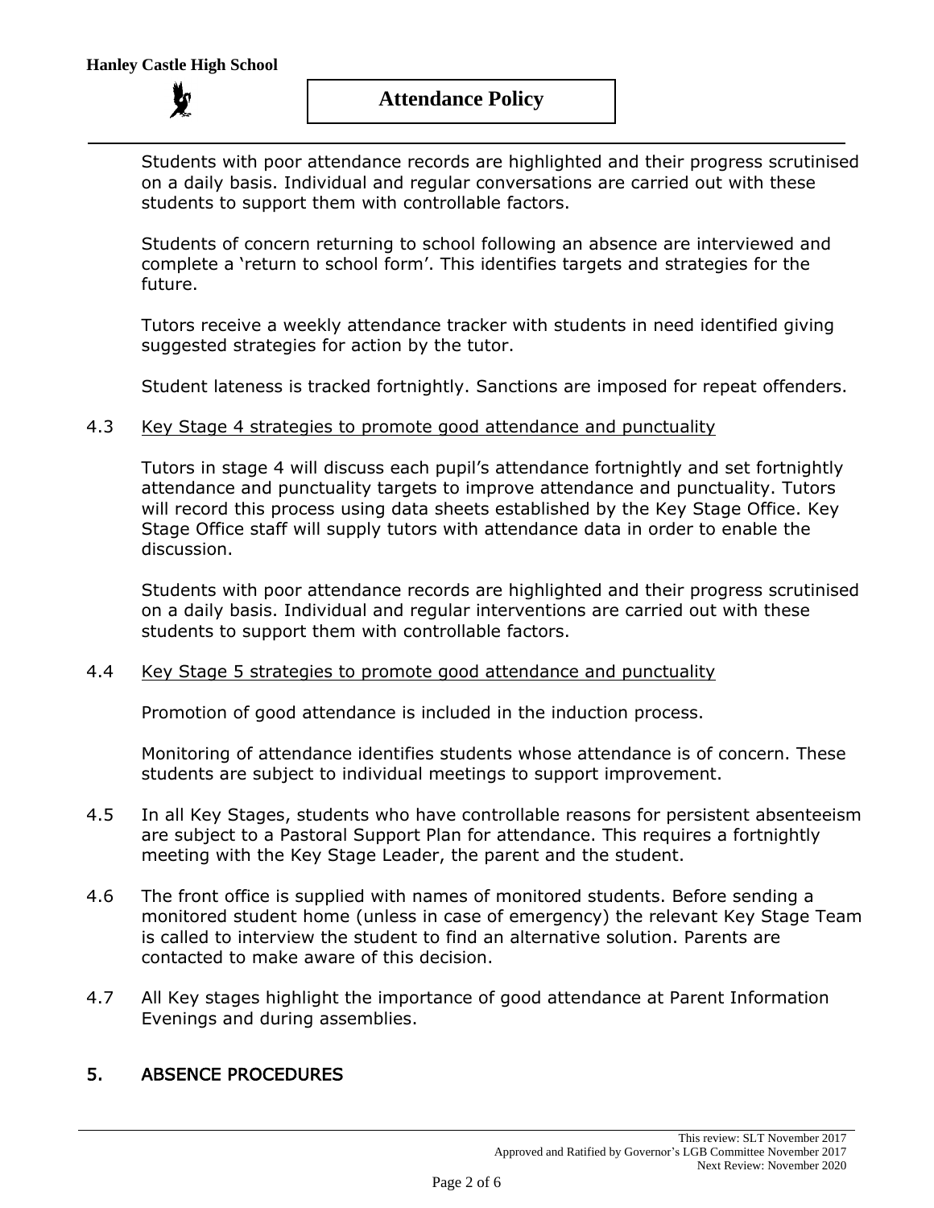Students with poor attendance records are highlighted and their progress scrutinised on a daily basis. Individual and regular conversations are carried out with these students to support them with controllable factors.

Students of concern returning to school following an absence are interviewed and complete a 'return to school form'. This identifies targets and strategies for the future.

Tutors receive a weekly attendance tracker with students in need identified giving suggested strategies for action by the tutor.

Student lateness is tracked fortnightly. Sanctions are imposed for repeat offenders.

4.3 Key Stage 4 strategies to promote good attendance and punctuality

Tutors in stage 4 will discuss each pupil's attendance fortnightly and set fortnightly attendance and punctuality targets to improve attendance and punctuality. Tutors will record this process using data sheets established by the Key Stage Office. Key Stage Office staff will supply tutors with attendance data in order to enable the discussion.

Students with poor attendance records are highlighted and their progress scrutinised on a daily basis. Individual and regular interventions are carried out with these students to support them with controllable factors.

4.4 Key Stage 5 strategies to promote good attendance and punctuality

Promotion of good attendance is included in the induction process.

Monitoring of attendance identifies students whose attendance is of concern. These students are subject to individual meetings to support improvement.

4.5 In all Key Stages, students who have controllable reasons for persistent absenteeism are subject to a Pastoral Support Plan for attendance. This requires a fortnightly meeting with the Key Stage Leader, the parent and the student.

4.6 The front office is supplied with names of monitored students. Before sending a monitored student home (unless in case of emergency) the relevant Key Stage Team is called to interview the student to find an alternative solution. Parents are contacted to make aware of this decision.

4.7 All Key stages highlight the importance of good attendance at Parent Information Evenings and during assemblies.

## 5. ABSENCE PROCEDURES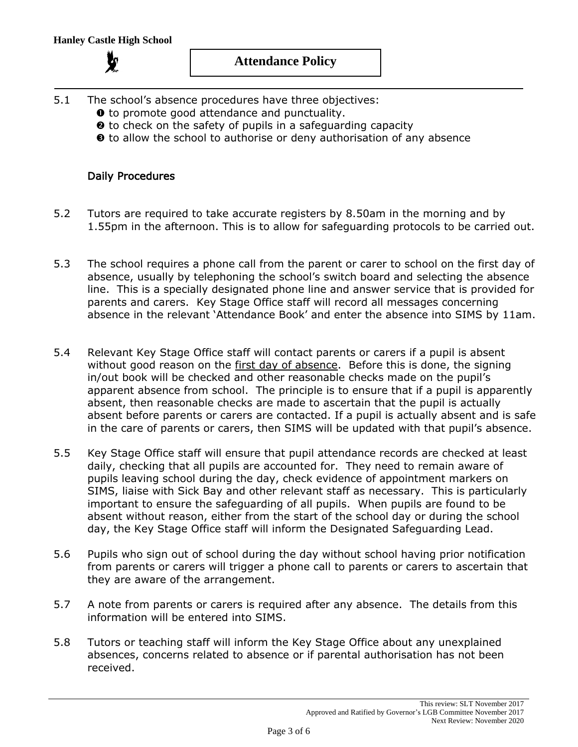5.1 The school's absence procedures have three objectives:

❶ to promote good attendance and punctuality.
❷ to check on the safety of pupils in a safeguarding capacity
❸ to allow the school to authorise or deny authorisation of any absence

### Daily Procedures

5.2 Tutors are required to take accurate registers by 8.50am in the morning and by 1.55pm in the afternoon. This is to allow for safeguarding protocols to be carried out.

5.3 The school requires a phone call from the parent or carer to school on the first day of absence, usually by telephoning the school's switch board and selecting the absence line. This is a specially designated phone line and answer service that is provided for parents and carers. Key Stage Office staff will record all messages concerning absence in the relevant 'Attendance Book' and enter the absence into SIMS by 11am.

5.4 Relevant Key Stage Office staff will contact parents or carers if a pupil is absent without good reason on the first day of absence. Before this is done, the signing in/out book will be checked and other reasonable checks made on the pupil's apparent absence from school. The principle is to ensure that if a pupil is apparently absent, then reasonable checks are made to ascertain that the pupil is actually absent before parents or carers are contacted. If a pupil is actually absent and is safe in the care of parents or carers, then SIMS will be updated with that pupil's absence.

5.5 Key Stage Office staff will ensure that pupil attendance records are checked at least daily, checking that all pupils are accounted for. They need to remain aware of pupils leaving school during the day, check evidence of appointment markers on SIMS, liaise with Sick Bay and other relevant staff as necessary. This is particularly important to ensure the safeguarding of all pupils. When pupils are found to be absent without reason, either from the start of the school day or during the school day, the Key Stage Office staff will inform the Designated Safeguarding Lead.

5.6 Pupils who sign out of school during the day without school having prior notification from parents or carers will trigger a phone call to parents or carers to ascertain that they are aware of the arrangement.

5.7 A note from parents or carers is required after any absence. The details from this information will be entered into SIMS.

5.8 Tutors or teaching staff will inform the Key Stage Office about any unexplained absences, concerns related to absence or if parental authorisation has not been received.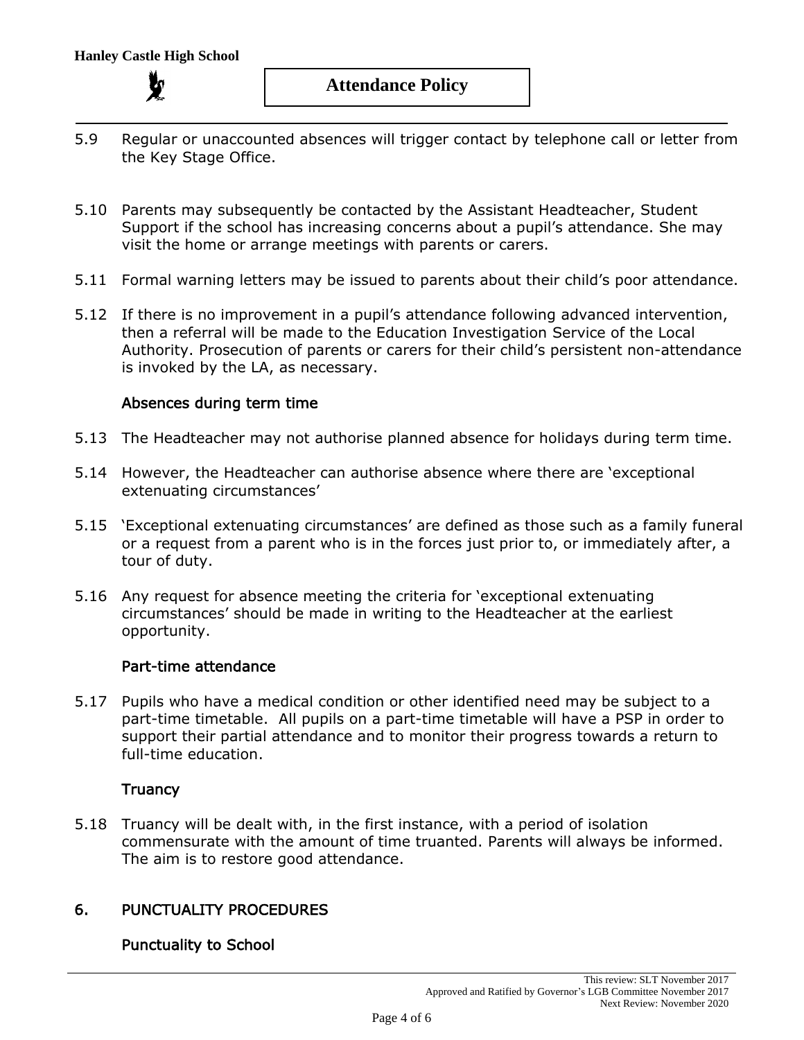5.9 Regular or unaccounted absences will trigger contact by telephone call or letter from the Key Stage Office.

5.10 Parents may subsequently be contacted by the Assistant Headteacher, Student Support if the school has increasing concerns about a pupil's attendance. She may visit the home or arrange meetings with parents or carers.

5.11 Formal warning letters may be issued to parents about their child's poor attendance.

5.12 If there is no improvement in a pupil's attendance following advanced intervention, then a referral will be made to the Education Investigation Service of the Local Authority. Prosecution of parents or carers for their child's persistent non-attendance is invoked by the LA, as necessary.

### Absences during term time

5.13 The Headteacher may not authorise planned absence for holidays during term time.

5.14 However, the Headteacher can authorise absence where there are 'exceptional extenuating circumstances'

5.15 'Exceptional extenuating circumstances' are defined as those such as a family funeral or a request from a parent who is in the forces just prior to, or immediately after, a tour of duty.

5.16 Any request for absence meeting the criteria for 'exceptional extenuating circumstances' should be made in writing to the Headteacher at the earliest opportunity.

### Part-time attendance

5.17 Pupils who have a medical condition or other identified need may be subject to a part-time timetable. All pupils on a part-time timetable will have a PSP in order to support their partial attendance and to monitor their progress towards a return to full-time education.

### Truancy

5.18 Truancy will be dealt with, in the first instance, with a period of isolation commensurate with the amount of time truanted. Parents will always be informed. The aim is to restore good attendance.

## 6. PUNCTUALITY PROCEDURES

### Punctuality to School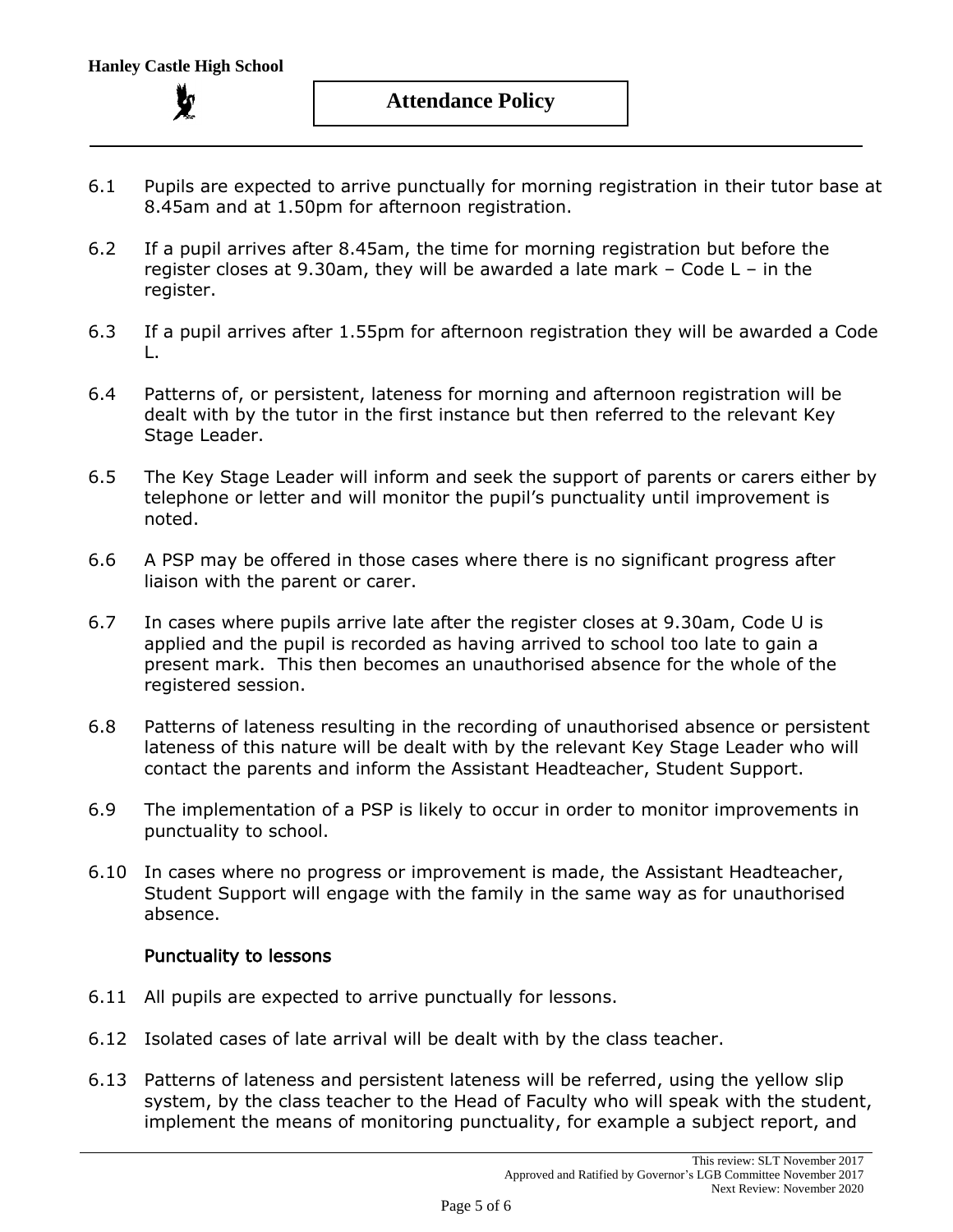6.1 Pupils are expected to arrive punctually for morning registration in their tutor base at 8.45am and at 1.50pm for afternoon registration.

6.2 If a pupil arrives after 8.45am, the time for morning registration but before the register closes at 9.30am, they will be awarded a late mark – Code L – in the register.

6.3 If a pupil arrives after 1.55pm for afternoon registration they will be awarded a Code L.

6.4 Patterns of, or persistent, lateness for morning and afternoon registration will be dealt with by the tutor in the first instance but then referred to the relevant Key Stage Leader.

6.5 The Key Stage Leader will inform and seek the support of parents or carers either by telephone or letter and will monitor the pupil's punctuality until improvement is noted.

6.6 A PSP may be offered in those cases where there is no significant progress after liaison with the parent or carer.

6.7 In cases where pupils arrive late after the register closes at 9.30am, Code U is applied and the pupil is recorded as having arrived to school too late to gain a present mark. This then becomes an unauthorised absence for the whole of the registered session.

6.8 Patterns of lateness resulting in the recording of unauthorised absence or persistent lateness of this nature will be dealt with by the relevant Key Stage Leader who will contact the parents and inform the Assistant Headteacher, Student Support.

6.9 The implementation of a PSP is likely to occur in order to monitor improvements in punctuality to school.

6.10 In cases where no progress or improvement is made, the Assistant Headteacher, Student Support will engage with the family in the same way as for unauthorised absence.

### Punctuality to lessons

6.11 All pupils are expected to arrive punctually for lessons.

6.12 Isolated cases of late arrival will be dealt with by the class teacher.

6.13 Patterns of lateness and persistent lateness will be referred, using the yellow slip system, by the class teacher to the Head of Faculty who will speak with the student, implement the means of monitoring punctuality, for example a subject report, and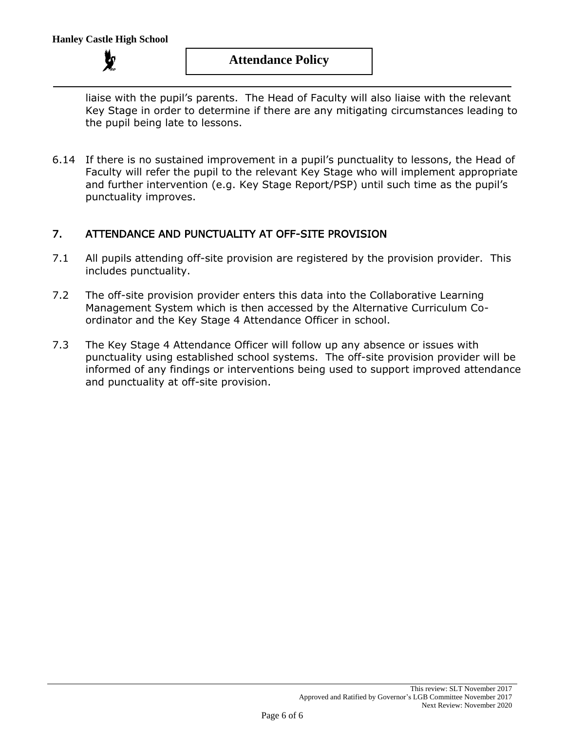liaise with the pupil's parents.  The Head of Faculty will also liaise with the relevant Key Stage in order to determine if there are any mitigating circumstances leading to the pupil being late to lessons.

6.14 If there is no sustained improvement in a pupil's punctuality to lessons, the Head of Faculty will refer the pupil to the relevant Key Stage who will implement appropriate and further intervention (e.g. Key Stage Report/PSP) until such time as the pupil's punctuality improves.

## 7. ATTENDANCE AND PUNCTUALITY AT OFF-SITE PROVISION

7.1 All pupils attending off-site provision are registered by the provision provider.  This includes punctuality.

7.2 The off-site provision provider enters this data into the Collaborative Learning Management System which is then accessed by the Alternative Curriculum Co-ordinator and the Key Stage 4 Attendance Officer in school.

7.3 The Key Stage 4 Attendance Officer will follow up any absence or issues with punctuality using established school systems.  The off-site provision provider will be informed of any findings or interventions being used to support improved attendance and punctuality at off-site provision.

This review: SLT November 2017
Approved and Ratified by Governor's LGB Committee November 2017
Next Review: November 2020